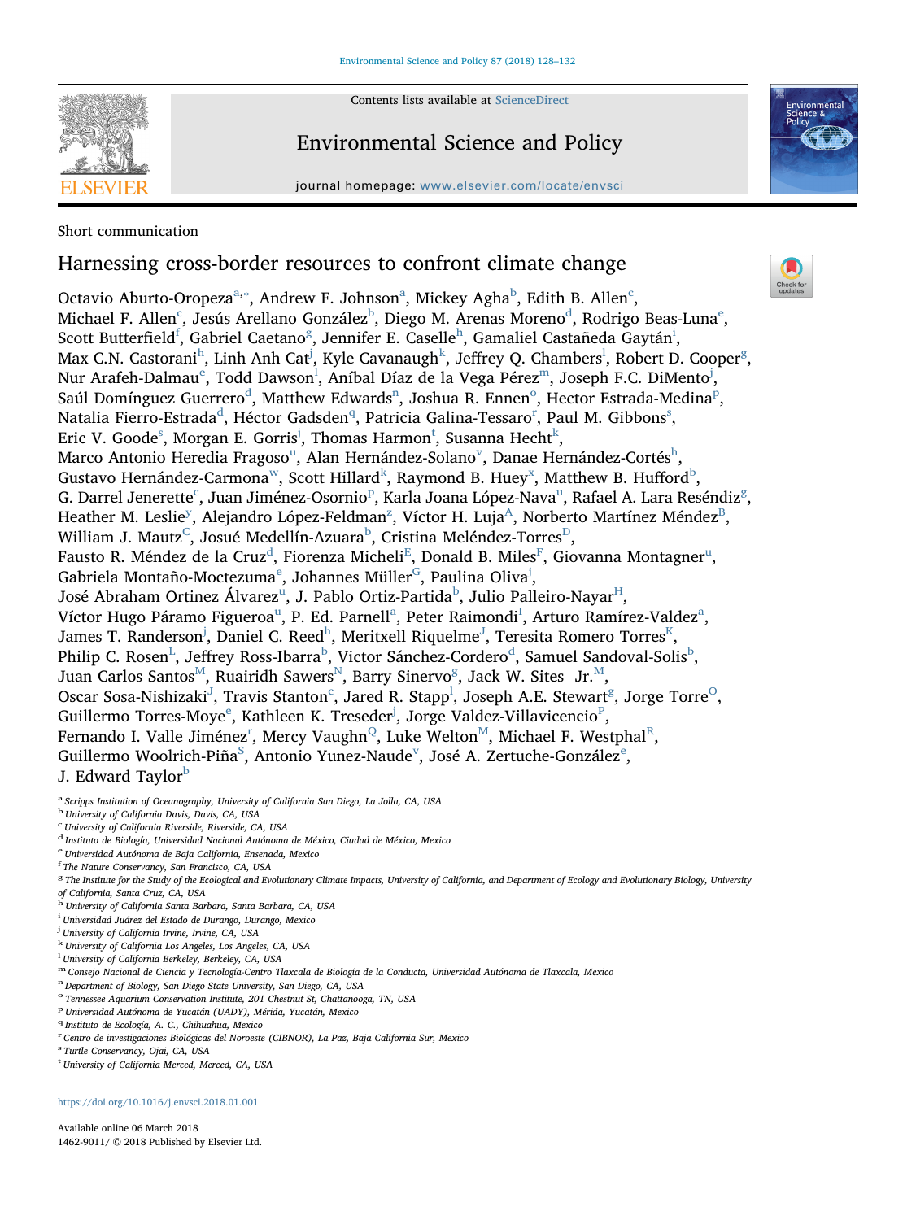Short communication

# Harnessing cross-border resources to confront climate change

Octavio Aburto-Oropeza[a,*], Andrew F. Johnson[a], Mickey Agha[b], Edith B. Allen[c], Michael F. Allen[c], Jesús Arellano González[b], Diego M. Arenas Moreno[d], Rodrigo Beas-Luna[e], Scott Butterfield[f], Gabriel Caetano[g], Jennifer E. Caselle[h], Gamaliel Castañeda Gaytán[i], Max C.N. Castorani[h], Linh Anh Cat[j], Kyle Cavanaugh[k], Jeffrey Q. Chambers[l], Robert D. Cooper[g], Nur Arafeh-Dalmau[e], Todd Dawson[l], Aníbal Díaz de la Vega Pérez[m], Joseph F.C. DiMento[j], Saúl Domínguez Guerrero[d], Matthew Edwards[n], Joshua R. Ennen[o], Hector Estrada-Medina[p], Natalia Fierro-Estrada[d], Héctor Gadsden[q], Patricia Galina-Tessaro[r], Paul M. Gibbons[s], Eric V. Goode[s], Morgan E. Gorris[j], Thomas Harmon[t], Susanna Hecht[k], Marco Antonio Heredia Fragoso[u], Alan Hernández-Solano[v], Danae Hernández-Cortés[h], Gustavo Hernández-Carmona[w], Scott Hillard[k], Raymond B. Huey[x], Matthew B. Hufford[b], G. Darrel Jenerette[c], Juan Jiménez-Osornio[p], Karla Joana López-Nava[u], Rafael A. Lara Reséndiz[g], Heather M. Leslie[y], Alejandro López-Feldman[z], Víctor H. Luja[A], Norberto Martínez Méndez[B], William J. Mautz[C], Josué Medellín-Azuara[b], Cristina Meléndez-Torres[D], Fausto R. Méndez de la Cruz[d], Fiorenza Micheli[E], Donald B. Miles[F], Giovanna Montagner[u], Gabriela Montaño-Moctezuma[e], Johannes Müller[G], Paulina Oliva[j], José Abraham Ortinez Álvarez[u], J. Pablo Ortiz-Partida[b], Julio Palleiro-Nayar[H], Víctor Hugo Páramo Figueroa[u], P. Ed. Parnell[a], Peter Raimondi[I], Arturo Ramírez-Valdez[a], James T. Randerson[j], Daniel C. Reed[h], Meritxell Riquelme[J], Teresita Romero Torres[K], Philip C. Rosen[L], Jeffrey Ross-Ibarra[b], Victor Sánchez-Cordero[d], Samuel Sandoval-Solis[b], Juan Carlos Santos[M], Ruairidh Sawers[N], Barry Sinervo[g], Jack W. Sites Jr.[M], Oscar Sosa-Nishizaki[J], Travis Stanton[c], Jared R. Stapp[l], Joseph A.E. Stewart[g], Jorge Torre[O], Guillermo Torres-Moye[e], Kathleen K. Treseder[j], Jorge Valdez-Villavicencio[P], Fernando I. Valle Jiménez[r], Mercy Vaughn[Q], Luke Welton[M], Michael F. Westphal[R], Guillermo Woolrich-Piña[S], Antonio Yunez-Naude[v], José A. Zertuche-González[e], J. Edward Taylor[b]

[a] Scripps Institution of Oceanography, University of California San Diego, La Jolla, CA, USA
[b] University of California Davis, Davis, CA, USA
[c] University of California Riverside, Riverside, CA, USA
[d] Instituto de Biología, Universidad Nacional Autónoma de México, Ciudad de México, Mexico
[e] Universidad Autónoma de Baja California, Ensenada, Mexico
[f] The Nature Conservancy, San Francisco, CA, USA
[g] The Institute for the Study of the Ecological and Evolutionary Climate Impacts, University of California, and Department of Ecology and Evolutionary Biology, University of California, Santa Cruz, CA, USA
[h] University of California Santa Barbara, Santa Barbara, CA, USA
[i] Universidad Juárez del Estado de Durango, Durango, Mexico
[j] University of California Irvine, Irvine, CA, USA
[k] University of California Los Angeles, Los Angeles, CA, USA
[l] University of California Berkeley, Berkeley, CA, USA
[m] Consejo Nacional de Ciencia y Tecnología-Centro Tlaxcala de Biología de la Conducta, Universidad Autónoma de Tlaxcala, Mexico
[n] Department of Biology, San Diego State University, San Diego, CA, USA
[o] Tennessee Aquarium Conservation Institute, 201 Chestnut St, Chattanooga, TN, USA
[p] Universidad Autónoma de Yucatán (UADY), Mérida, Yucatán, Mexico
[q] Instituto de Ecología, A. C., Chihuahua, Mexico
[r] Centro de investigaciones Biológicas del Noroeste (CIBNOR), La Paz, Baja California Sur, Mexico
[s] Turtle Conservancy, Ojai, CA, USA
[t] University of California Merced, Merced, CA, USA

https://doi.org/10.1016/j.envsci.2018.01.001

Available online 06 March 2018
1462-9011/ © 2018 Published by Elsevier Ltd.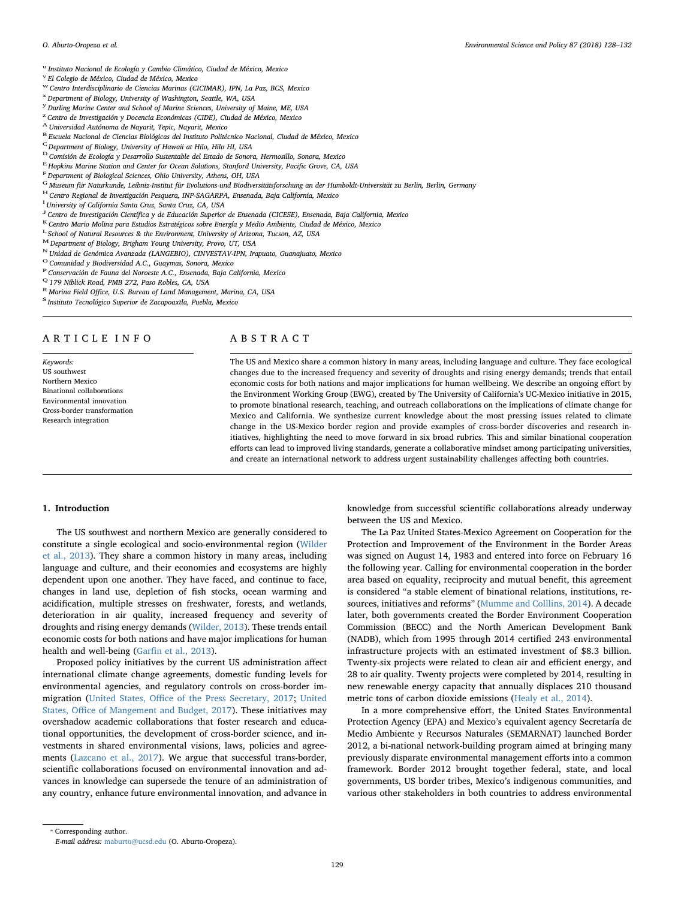[u] Instituto Nacional de Ecología y Cambio Climático, Ciudad de México, Mexico
[v] El Colegio de México, Ciudad de México, Mexico
[w] Centro Interdisciplinario de Ciencias Marinas (CICIMAR), IPN, La Paz, BCS, Mexico
[x] Department of Biology, University of Washington, Seattle, WA, USA
[y] Darling Marine Center and School of Marine Sciences, University of Maine, ME, USA
[z] Centro de Investigación y Docencia Económicas (CIDE), Ciudad de México, Mexico
[A] Universidad Autónoma de Nayarit, Tepic, Nayarit, Mexico
[B] Escuela Nacional de Ciencias Biológicas del Instituto Politécnico Nacional, Ciudad de México, Mexico
[C] Department of Biology, University of Hawaii at Hilo, Hilo HI, USA
[D] Comisión de Ecología y Desarrollo Sustentable del Estado de Sonora, Hermosillo, Sonora, Mexico
[E] Hopkins Marine Station and Center for Ocean Solutions, Stanford University, Pacific Grove, CA, USA
[F] Department of Biological Sciences, Ohio University, Athens, OH, USA
[G] Museum für Naturkunde, Leibniz-Institut für Evolutions-und Biodiversitätsforschung an der Humboldt-Universität zu Berlin, Berlin, Germany
[H] Centro Regional de Investigación Pesquera, INP-SAGARPA, Ensenada, Baja California, Mexico
[I] University of California Santa Cruz, Santa Cruz, CA, USA
[J] Centro de Investigación Científica y de Educación Superior de Ensenada (CICESE), Ensenada, Baja California, Mexico
[K] Centro Mario Molina para Estudios Estratégicos sobre Energía y Medio Ambiente, Ciudad de México, Mexico
[L] School of Natural Resources & the Environment, University of Arizona, Tucson, AZ, USA
[M] Department of Biology, Brigham Young University, Provo, UT, USA
[N] Unidad de Genómica Avanzada (LANGEBIO), CINVESTAV-IPN, Irapuato, Guanajuato, Mexico
[O] Comunidad y Biodiversidad A.C., Guaymas, Sonora, Mexico
[P] Conservación de Fauna del Noroeste A.C., Ensenada, Baja California, Mexico
[Q] 179 Niblick Road, PMB 272, Paso Robles, CA, USA
[R] Marina Field Office, U.S. Bureau of Land Management, Marina, CA, USA
[S] Instituto Tecnológico Superior de Zacapoaxtla, Puebla, Mexico

## ARTICLE INFO

*Keywords:*
US southwest
Northern Mexico
Binational collaborations
Environmental innovation
Cross-border transformation
Research integration

## ABSTRACT

The US and Mexico share a common history in many areas, including language and culture. They face ecological changes due to the increased frequency and severity of droughts and rising energy demands; trends that entail economic costs for both nations and major implications for human wellbeing. We describe an ongoing effort by the Environment Working Group (EWG), created by The University of California's UC-Mexico initiative in 2015, to promote binational research, teaching, and outreach collaborations on the implications of climate change for Mexico and California. We synthesize current knowledge about the most pressing issues related to climate change in the US-Mexico border region and provide examples of cross-border discoveries and research initiatives, highlighting the need to move forward in six broad rubrics. This and similar binational cooperation efforts can lead to improved living standards, generate a collaborative mindset among participating universities, and create an international network to address urgent sustainability challenges affecting both countries.

## 1. Introduction

The US southwest and northern Mexico are generally considered to constitute a single ecological and socio-environmental region (Wilder et al., 2013). They share a common history in many areas, including language and culture, and their economies and ecosystems are highly dependent upon one another. They have faced, and continue to face, changes in land use, depletion of fish stocks, ocean warming and acidification, multiple stresses on freshwater, forests, and wetlands, deterioration in air quality, increased frequency and severity of droughts and rising energy demands (Wilder, 2013). These trends entail economic costs for both nations and have major implications for human health and well-being (Garfin et al., 2013).

Proposed policy initiatives by the current US administration affect international climate change agreements, domestic funding levels for environmental agencies, and regulatory controls on cross-border immigration (United States, Office of the Press Secretary, 2017; United States, Office of Mangement and Budget, 2017). These initiatives may overshadow academic collaborations that foster research and educational opportunities, the development of cross-border science, and investments in shared environmental visions, laws, policies and agreements (Lazcano et al., 2017). We argue that successful trans-border, scientific collaborations focused on environmental innovation and advances in knowledge can supersede the tenure of an administration of any country, enhance future environmental innovation, and advance in knowledge from successful scientific collaborations already underway between the US and Mexico.

The La Paz United States-Mexico Agreement on Cooperation for the Protection and Improvement of the Environment in the Border Areas was signed on August 14, 1983 and entered into force on February 16 the following year. Calling for environmental cooperation in the border area based on equality, reciprocity and mutual benefit, this agreement is considered "a stable element of binational relations, institutions, resources, initiatives and reforms" (Mumme and Colllins, 2014). A decade later, both governments created the Border Environment Cooperation Commission (BECC) and the North American Development Bank (NADB), which from 1995 through 2014 certified 243 environmental infrastructure projects with an estimated investment of $8.3 billion. Twenty-six projects were related to clean air and efficient energy, and 28 to air quality. Twenty projects were completed by 2014, resulting in new renewable energy capacity that annually displaces 210 thousand metric tons of carbon dioxide emissions (Healy et al., 2014).

In a more comprehensive effort, the United States Environmental Protection Agency (EPA) and Mexico's equivalent agency Secretaría de Medio Ambiente y Recursos Naturales (SEMARNAT) launched Border 2012, a bi-national network-building program aimed at bringing many previously disparate environmental management efforts into a common framework. Border 2012 brought together federal, state, and local governments, US border tribes, Mexico's indigenous communities, and various other stakeholders in both countries to address environmental

* Corresponding author.
*E-mail address:* maburto@ucsd.edu (O. Aburto-Oropeza).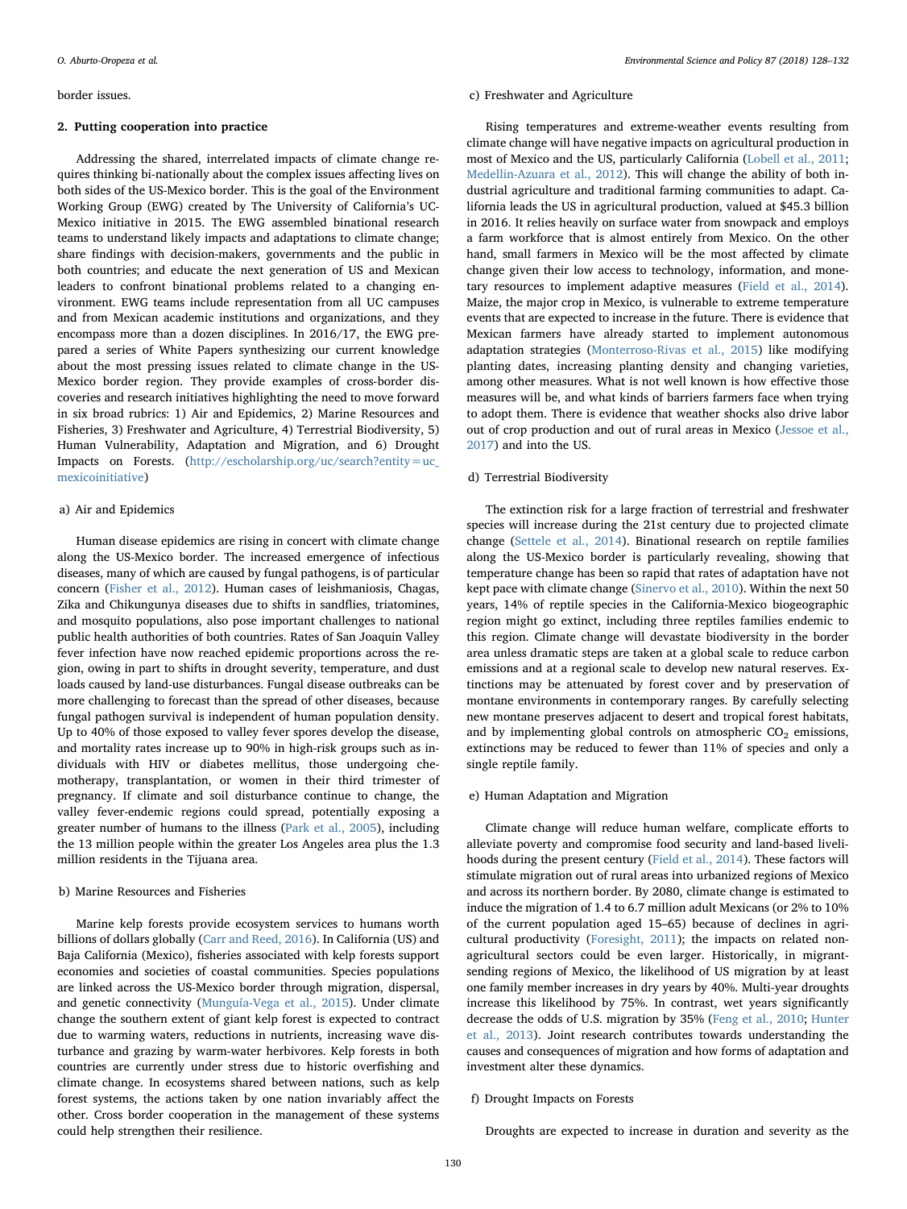border issues.

## 2. Putting cooperation into practice

Addressing the shared, interrelated impacts of climate change requires thinking bi-nationally about the complex issues affecting lives on both sides of the US-Mexico border. This is the goal of the Environment Working Group (EWG) created by The University of California's UC-Mexico initiative in 2015. The EWG assembled binational research teams to understand likely impacts and adaptations to climate change; share findings with decision-makers, governments and the public in both countries; and educate the next generation of US and Mexican leaders to confront binational problems related to a changing environment. EWG teams include representation from all UC campuses and from Mexican academic institutions and organizations, and they encompass more than a dozen disciplines. In 2016/17, the EWG prepared a series of White Papers synthesizing our current knowledge about the most pressing issues related to climate change in the US-Mexico border region. They provide examples of cross-border discoveries and research initiatives highlighting the need to move forward in six broad rubrics: 1) Air and Epidemics, 2) Marine Resources and Fisheries, 3) Freshwater and Agriculture, 4) Terrestrial Biodiversity, 5) Human Vulnerability, Adaptation and Migration, and 6) Drought Impacts on Forests. (http://escholarship.org/uc/search?entity=uc_mexicoinitiative)

### a) Air and Epidemics

Human disease epidemics are rising in concert with climate change along the US-Mexico border. The increased emergence of infectious diseases, many of which are caused by fungal pathogens, is of particular concern (Fisher et al., 2012). Human cases of leishmaniosis, Chagas, Zika and Chikungunya diseases due to shifts in sandflies, triatomines, and mosquito populations, also pose important challenges to national public health authorities of both countries. Rates of San Joaquin Valley fever infection have now reached epidemic proportions across the region, owing in part to shifts in drought severity, temperature, and dust loads caused by land-use disturbances. Fungal disease outbreaks can be more challenging to forecast than the spread of other diseases, because fungal pathogen survival is independent of human population density. Up to 40% of those exposed to valley fever spores develop the disease, and mortality rates increase up to 90% in high-risk groups such as individuals with HIV or diabetes mellitus, those undergoing chemotherapy, transplantation, or women in their third trimester of pregnancy. If climate and soil disturbance continue to change, the valley fever-endemic regions could spread, potentially exposing a greater number of humans to the illness (Park et al., 2005), including the 13 million people within the greater Los Angeles area plus the 1.3 million residents in the Tijuana area.

### b) Marine Resources and Fisheries

Marine kelp forests provide ecosystem services to humans worth billions of dollars globally (Carr and Reed, 2016). In California (US) and Baja California (Mexico), fisheries associated with kelp forests support economies and societies of coastal communities. Species populations are linked across the US-Mexico border through migration, dispersal, and genetic connectivity (Munguía-Vega et al., 2015). Under climate change the southern extent of giant kelp forest is expected to contract due to warming waters, reductions in nutrients, increasing wave disturbance and grazing by warm-water herbivores. Kelp forests in both countries are currently under stress due to historic overfishing and climate change. In ecosystems shared between nations, such as kelp forest systems, the actions taken by one nation invariably affect the other. Cross border cooperation in the management of these systems could help strengthen their resilience.

### c) Freshwater and Agriculture

Rising temperatures and extreme-weather events resulting from climate change will have negative impacts on agricultural production in most of Mexico and the US, particularly California (Lobell et al., 2011; Medellin-Azuara et al., 2012). This will change the ability of both industrial agriculture and traditional farming communities to adapt. California leads the US in agricultural production, valued at $45.3 billion in 2016. It relies heavily on surface water from snowpack and employs a farm workforce that is almost entirely from Mexico. On the other hand, small farmers in Mexico will be the most affected by climate change given their low access to technology, information, and monetary resources to implement adaptive measures (Field et al., 2014). Maize, the major crop in Mexico, is vulnerable to extreme temperature events that are expected to increase in the future. There is evidence that Mexican farmers have already started to implement autonomous adaptation strategies (Monterroso-Rivas et al., 2015) like modifying planting dates, increasing planting density and changing varieties, among other measures. What is not well known is how effective those measures will be, and what kinds of barriers farmers face when trying to adopt them. There is evidence that weather shocks also drive labor out of crop production and out of rural areas in Mexico (Jessoe et al., 2017) and into the US.

### d) Terrestrial Biodiversity

The extinction risk for a large fraction of terrestrial and freshwater species will increase during the 21st century due to projected climate change (Settele et al., 2014). Binational research on reptile families along the US-Mexico border is particularly revealing, showing that temperature change has been so rapid that rates of adaptation have not kept pace with climate change (Sinervo et al., 2010). Within the next 50 years, 14% of reptile species in the California-Mexico biogeographic region might go extinct, including three reptiles families endemic to this region. Climate change will devastate biodiversity in the border area unless dramatic steps are taken at a global scale to reduce carbon emissions and at a regional scale to develop new natural reserves. Extinctions may be attenuated by forest cover and by preservation of montane environments in contemporary ranges. By carefully selecting new montane preserves adjacent to desert and tropical forest habitats, and by implementing global controls on atmospheric $CO_2$ emissions, extinctions may be reduced to fewer than 11% of species and only a single reptile family.

### e) Human Adaptation and Migration

Climate change will reduce human welfare, complicate efforts to alleviate poverty and compromise food security and land-based livelihoods during the present century (Field et al., 2014). These factors will stimulate migration out of rural areas into urbanized regions of Mexico and across its northern border. By 2080, climate change is estimated to induce the migration of 1.4 to 6.7 million adult Mexicans (or 2% to 10% of the current population aged 15–65) because of declines in agricultural productivity (Foresight, 2011); the impacts on related non-agricultural sectors could be even larger. Historically, in migrant-sending regions of Mexico, the likelihood of US migration by at least one family member increases in dry years by 40%. Multi-year droughts increase this likelihood by 75%. In contrast, wet years significantly decrease the odds of U.S. migration by 35% (Feng et al., 2010; Hunter et al., 2013). Joint research contributes towards understanding the causes and consequences of migration and how forms of adaptation and investment alter these dynamics.

### f) Drought Impacts on Forests

Droughts are expected to increase in duration and severity as the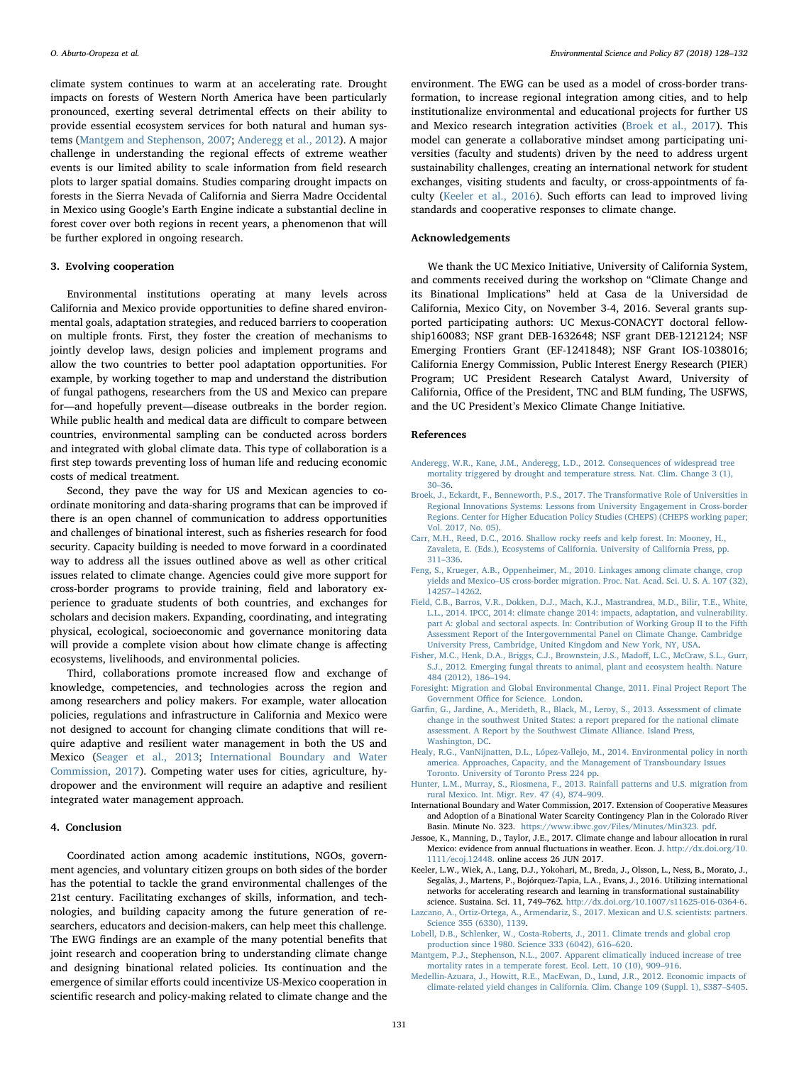climate system continues to warm at an accelerating rate. Drought impacts on forests of Western North America have been particularly pronounced, exerting several detrimental effects on their ability to provide essential ecosystem services for both natural and human systems (Mantgem and Stephenson, 2007; Anderegg et al., 2012). A major challenge in understanding the regional effects of extreme weather events is our limited ability to scale information from field research plots to larger spatial domains. Studies comparing drought impacts on forests in the Sierra Nevada of California and Sierra Madre Occidental in Mexico using Google's Earth Engine indicate a substantial decline in forest cover over both regions in recent years, a phenomenon that will be further explored in ongoing research.

## 3. Evolving cooperation

Environmental institutions operating at many levels across California and Mexico provide opportunities to define shared environmental goals, adaptation strategies, and reduced barriers to cooperation on multiple fronts. First, they foster the creation of mechanisms to jointly develop laws, design policies and implement programs and allow the two countries to better pool adaptation opportunities. For example, by working together to map and understand the distribution of fungal pathogens, researchers from the US and Mexico can prepare for—and hopefully prevent—disease outbreaks in the border region. While public health and medical data are difficult to compare between countries, environmental sampling can be conducted across borders and integrated with global climate data. This type of collaboration is a first step towards preventing loss of human life and reducing economic costs of medical treatment.

Second, they pave the way for US and Mexican agencies to coordinate monitoring and data-sharing programs that can be improved if there is an open channel of communication to address opportunities and challenges of binational interest, such as fisheries research for food security. Capacity building is needed to move forward in a coordinated way to address all the issues outlined above as well as other critical issues related to climate change. Agencies could give more support for cross-border programs to provide training, field and laboratory experience to graduate students of both countries, and exchanges for scholars and decision makers. Expanding, coordinating, and integrating physical, ecological, socioeconomic and governance monitoring data will provide a complete vision about how climate change is affecting ecosystems, livelihoods, and environmental policies.

Third, collaborations promote increased flow and exchange of knowledge, competencies, and technologies across the region and among researchers and policy makers. For example, water allocation policies, regulations and infrastructure in California and Mexico were not designed to account for changing climate conditions that will require adaptive and resilient water management in both the US and Mexico (Seager et al., 2013; International Boundary and Water Commission, 2017). Competing water uses for cities, agriculture, hydropower and the environment will require an adaptive and resilient integrated water management approach.

## 4. Conclusion

Coordinated action among academic institutions, NGOs, government agencies, and voluntary citizen groups on both sides of the border has the potential to tackle the grand environmental challenges of the 21st century. Facilitating exchanges of skills, information, and technologies, and building capacity among the future generation of researchers, educators and decision-makers, can help meet this challenge. The EWG findings are an example of the many potential benefits that joint research and cooperation bring to understanding climate change and designing binational related policies. Its continuation and the emergence of similar efforts could incentivize US-Mexico cooperation in scientific research and policy-making related to climate change and the environment. The EWG can be used as a model of cross-border transformation, to increase regional integration among cities, and to help institutionalize environmental and educational projects for further US and Mexico research integration activities (Broek et al., 2017). This model can generate a collaborative mindset among participating universities (faculty and students) driven by the need to address urgent sustainability challenges, creating an international network for student exchanges, visiting students and faculty, or cross-appointments of faculty (Keeler et al., 2016). Such efforts can lead to improved living standards and cooperative responses to climate change.

## Acknowledgements

We thank the UC Mexico Initiative, University of California System, and comments received during the workshop on "Climate Change and its Binational Implications" held at Casa de la Universidad de California, Mexico City, on November 3-4, 2016. Several grants supported participating authors: UC Mexus-CONACYT doctoral fellowship160083; NSF grant DEB-1632648; NSF grant DEB-1212124; NSF Emerging Frontiers Grant (EF-1241848); NSF Grant IOS-1038016; California Energy Commission, Public Interest Energy Research (PIER) Program; UC President Research Catalyst Award, University of California, Office of the President, TNC and BLM funding, The USFWS, and the UC President's Mexico Climate Change Initiative.

## References

Anderegg, W.R., Kane, J.M., Anderegg, L.D., 2012. Consequences of widespread tree mortality triggered by drought and temperature stress. Nat. Clim. Change 3 (1), 30–36.

Broek, J., Eckardt, F., Benneworth, P.S., 2017. The Transformative Role of Universities in Regional Innovations Systems: Lessons from University Engagement in Cross-border Regions. Center for Higher Education Policy Studies (CHEPS) (CHEPS working paper; Vol. 2017, No. 05).

Carr, M.H., Reed, D.C., 2016. Shallow rocky reefs and kelp forest. In: Mooney, H., Zavaleta, E. (Eds.), Ecosystems of California. University of California Press, pp. 311–336.

Feng, S., Krueger, A.B., Oppenheimer, M., 2010. Linkages among climate change, crop yields and Mexico–US cross-border migration. Proc. Nat. Acad. Sci. U. S. A. 107 (32), 14257–14262.

Field, C.B., Barros, V.R., Dokken, D.J., Mach, K.J., Mastrandrea, M.D., Bilir, T.E., White, L.L., 2014. IPCC, 2014: climate change 2014: impacts, adaptation, and vulnerability. part A: global and sectoral aspects. In: Contribution of Working Group II to the Fifth Assessment Report of the Intergovernmental Panel on Climate Change. Cambridge University Press, Cambridge, United Kingdom and New York, NY, USA.

Fisher, M.C., Henk, D.A., Briggs, C.J., Brownstein, J.S., Madoff, L.C., McCraw, S.L., Gurr, S.J., 2012. Emerging fungal threats to animal, plant and ecosystem health. Nature 484 (2012), 186–194.

Foresight: Migration and Global Environmental Change, 2011. Final Project Report The Government Office for Science. London.

Garfin, G., Jardine, A., Merideth, R., Black, M., Leroy, S., 2013. Assessment of climate change in the southwest United States: a report prepared for the national climate assessment. A Report by the Southwest Climate Alliance. Island Press, Washington, DC.

Healy, R.G., VanNijnatten, D.L., López-Vallejo, M., 2014. Environmental policy in north america. Approaches, Capacity, and the Management of Transboundary Issues Toronto. University of Toronto Press 224 pp.

Hunter, L.M., Murray, S., Riosmena, F., 2013. Rainfall patterns and U.S. migration from rural Mexico. Int. Migr. Rev. 47 (4), 874–909.

International Boundary and Water Commission, 2017. Extension of Cooperative Measures and Adoption of a Binational Water Scarcity Contingency Plan in the Colorado River Basin. Minute No. 323. https://www.ibwc.gov/Files/Minutes/Min323. pdf.

Jessoe, K., Manning, D., Taylor, J.E., 2017. Climate change and labour allocation in rural Mexico: evidence from annual fluctuations in weather. Econ. J. http://dx.doi.org/10.1111/ecoj.12448. online access 26 JUN 2017.

Keeler, L.W., Wiek, A., Lang, D.J., Yokohari, M., Breda, J., Olsson, L., Ness, B., Morato, J., Segalàs, J., Martens, P., Bojórquez-Tapia, L.A., Evans, J., 2016. Utilizing international networks for accelerating research and learning in transformational sustainability science. Sustaina. Sci. 11, 749–762. http://dx.doi.org/10.1007/s11625-016-0364-6.

Lazcano, A., Ortiz-Ortega, A., Armendariz, S., 2017. Mexican and U.S. scientists: partners. Science 355 (6330), 1139.

Lobell, D.B., Schlenker, W., Costa-Roberts, J., 2011. Climate trends and global crop production since 1980. Science 333 (6042), 616–620.

Mantgem, P.J., Stephenson, N.L., 2007. Apparent climatically induced increase of tree mortality rates in a temperate forest. Ecol. Lett. 10 (10), 909–916.

Medellín-Azuara, J., Howitt, R.E., MacEwan, D., Lund, J.R., 2012. Economic impacts of climate-related yield changes in California. Clim. Change 109 (Suppl. 1), S387–S405.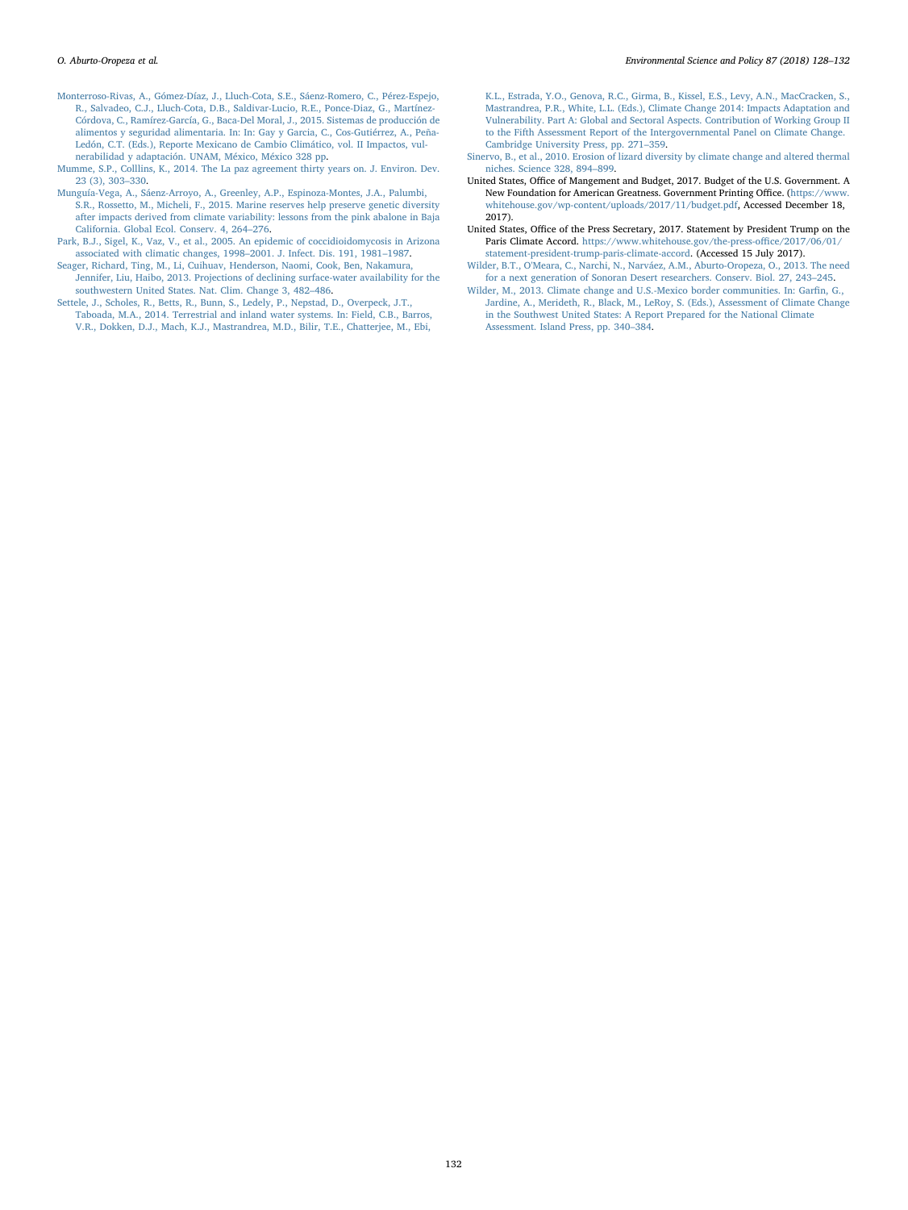Monterroso-Rivas, A., Gómez-Díaz, J., Lluch-Cota, S.E., Sáenz-Romero, C., Pérez-Espejo, R., Salvadeo, C.J., Lluch-Cota, D.B., Saldivar-Lucio, R.E., Ponce-Diaz, G., Martínez-Córdova, C., Ramírez-García, G., Baca-Del Moral, J., 2015. Sistemas de producción de alimentos y seguridad alimentaria. In: In: Gay y Garcia, C., Cos-Gutiérrez, A., Peña-Ledón, C.T. (Eds.), Reporte Mexicano de Cambio Climático, vol. II Impactos, vulnerabilidad y adaptación. UNAM, México, México 328 pp.

Mumme, S.P., Colllins, K., 2014. The La paz agreement thirty years on. J. Environ. Dev. 23 (3), 303–330.

Munguía-Vega, A., Sáenz-Arroyo, A., Greenley, A.P., Espinoza-Montes, J.A., Palumbi, S.R., Rossetto, M., Micheli, F., 2015. Marine reserves help preserve genetic diversity after impacts derived from climate variability: lessons from the pink abalone in Baja California. Global Ecol. Conserv. 4, 264–276.

Park, B.J., Sigel, K., Vaz, V., et al., 2005. An epidemic of coccidioidomycosis in Arizona associated with climatic changes, 1998–2001. J. Infect. Dis. 191, 1981–1987.

Seager, Richard, Ting, M., Li, Cuihuav, Henderson, Naomi, Cook, Ben, Nakamura, Jennifer, Liu, Haibo, 2013. Projections of declining surface-water availability for the southwestern United States. Nat. Clim. Change 3, 482–486.

Settele, J., Scholes, R., Betts, R., Bunn, S., Ledely, P., Nepstad, D., Overpeck, J.T., Taboada, M.A., 2014. Terrestrial and inland water systems. In: Field, C.B., Barros, V.R., Dokken, D.J., Mach, K.J., Mastrandrea, M.D., Bilir, T.E., Chatterjee, M., Ebi, K.L., Estrada, Y.O., Genova, R.C., Girma, B., Kissel, E.S., Levy, A.N., MacCracken, S., Mastrandrea, P.R., White, L.L. (Eds.), Climate Change 2014: Impacts Adaptation and Vulnerability. Part A: Global and Sectoral Aspects. Contribution of Working Group II to the Fifth Assessment Report of the Intergovernmental Panel on Climate Change. Cambridge University Press, pp. 271–359.

Sinervo, B., et al., 2010. Erosion of lizard diversity by climate change and altered thermal niches. Science 328, 894–899.

United States, Office of Mangement and Budget, 2017. Budget of the U.S. Government. A New Foundation for American Greatness. Government Printing Office. (https://www.whitehouse.gov/wp-content/uploads/2017/11/budget.pdf, Accessed December 18, 2017).

United States, Office of the Press Secretary, 2017. Statement by President Trump on the Paris Climate Accord. https://www.whitehouse.gov/the-press-office/2017/06/01/statement-president-trump-paris-climate-accord. (Accessed 15 July 2017).

Wilder, B.T., O'Meara, C., Narchi, N., Narváez, A.M., Aburto-Oropeza, O., 2013. The need for a next generation of Sonoran Desert researchers. Conserv. Biol. 27, 243–245.

Wilder, M., 2013. Climate change and U.S.-Mexico border communities. In: Garfin, G., Jardine, A., Merideth, R., Black, M., LeRoy, S. (Eds.), Assessment of Climate Change in the Southwest United States: A Report Prepared for the National Climate Assessment. Island Press, pp. 340–384.